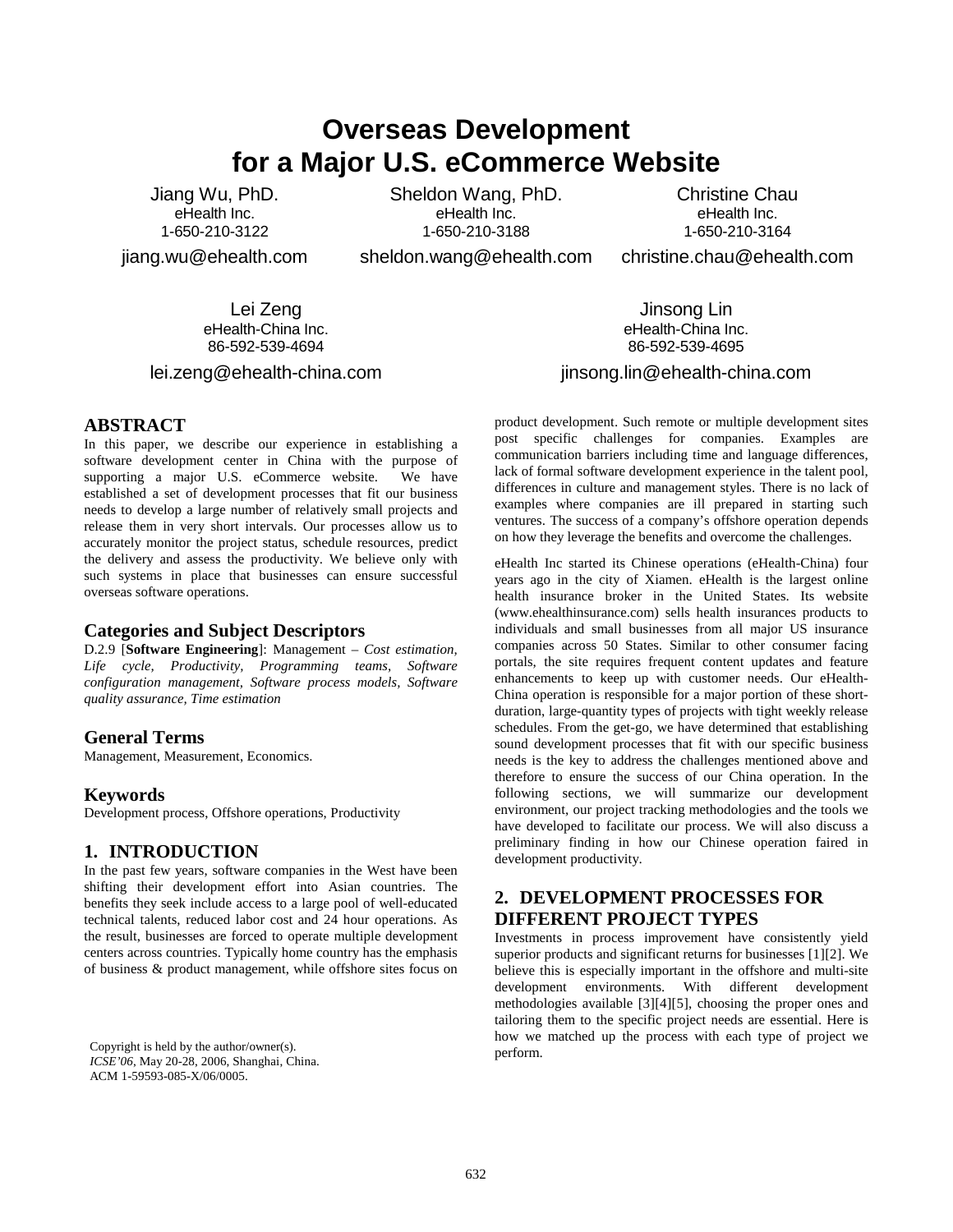# Overseas Development for a Major U.S. eCommerce Website

Jiang Wu, PhD.
eHealth Inc.
1-650-210-3122
jiang.wu@ehealth.com

Sheldon Wang, PhD.
eHealth Inc.
1-650-210-3188
sheldon.wang@ehealth.com

Christine Chau
eHealth Inc.
1-650-210-3164
christine.chau@ehealth.com

Lei Zeng
eHealth-China Inc.
86-592-539-4694
lei.zeng@ehealth-china.com

Jinsong Lin
eHealth-China Inc.
86-592-539-4695
jinsong.lin@ehealth-china.com

## ABSTRACT

In this paper, we describe our experience in establishing a software development center in China with the purpose of supporting a major U.S. eCommerce website. We have established a set of development processes that fit our business needs to develop a large number of relatively small projects and release them in very short intervals. Our processes allow us to accurately monitor the project status, schedule resources, predict the delivery and assess the productivity. We believe only with such systems in place that businesses can ensure successful overseas software operations.

### Categories and Subject Descriptors

D.2.9 [**Software Engineering**]: Management – *Cost estimation, Life cycle, Productivity, Programming teams, Software configuration management, Software process models, Software quality assurance, Time estimation*

### General Terms

Management, Measurement, Economics.

### Keywords

Development process, Offshore operations, Productivity

## 1. INTRODUCTION

In the past few years, software companies in the West have been shifting their development effort into Asian countries. The benefits they seek include access to a large pool of well-educated technical talents, reduced labor cost and 24 hour operations. As the result, businesses are forced to operate multiple development centers across countries. Typically home country has the emphasis of business & product management, while offshore sites focus on product development. Such remote or multiple development sites post specific challenges for companies. Examples are communication barriers including time and language differences, lack of formal software development experience in the talent pool, differences in culture and management styles. There is no lack of examples where companies are ill prepared in starting such ventures. The success of a company's offshore operation depends on how they leverage the benefits and overcome the challenges.

eHealth Inc started its Chinese operations (eHealth-China) four years ago in the city of Xiamen. eHealth is the largest online health insurance broker in the United States. Its website (www.ehealthinsurance.com) sells health insurances products to individuals and small businesses from all major US insurance companies across 50 States. Similar to other consumer facing portals, the site requires frequent content updates and feature enhancements to keep up with customer needs. Our eHealth-China operation is responsible for a major portion of these short-duration, large-quantity types of projects with tight weekly release schedules. From the get-go, we have determined that establishing sound development processes that fit with our specific business needs is the key to address the challenges mentioned above and therefore to ensure the success of our China operation. In the following sections, we will summarize our development environment, our project tracking methodologies and the tools we have developed to facilitate our process. We will also discuss a preliminary finding in how our Chinese operation faired in development productivity.

## 2. DEVELOPMENT PROCESSES FOR DIFFERENT PROJECT TYPES

Investments in process improvement have consistently yield superior products and significant returns for businesses [1][2]. We believe this is especially important in the offshore and multi-site development environments. With different development methodologies available [3][4][5], choosing the proper ones and tailoring them to the specific project needs are essential. Here is how we matched up the process with each type of project we perform.

Copyright is held by the author/owner(s).
*ICSE'06*, May 20-28, 2006, Shanghai, China.
ACM 1-59593-085-X/06/0005.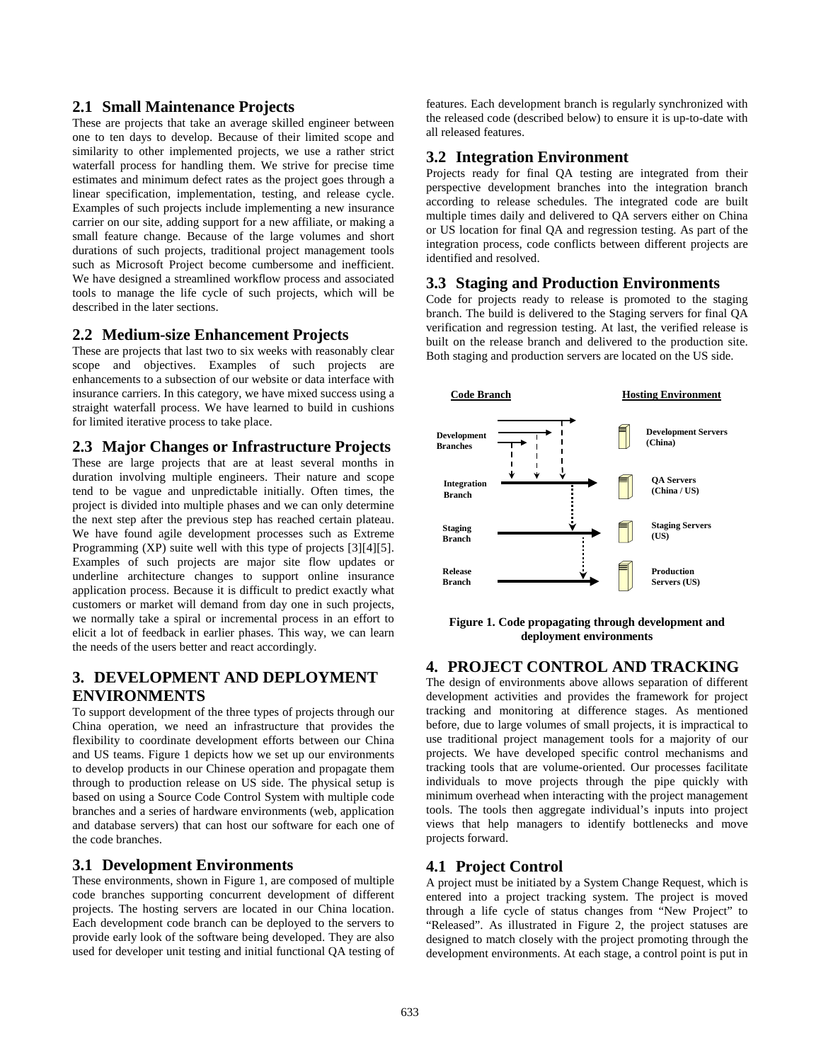### 2.1 Small Maintenance Projects

These are projects that take an average skilled engineer between one to ten days to develop. Because of their limited scope and similarity to other implemented projects, we use a rather strict waterfall process for handling them. We strive for precise time estimates and minimum defect rates as the project goes through a linear specification, implementation, testing, and release cycle. Examples of such projects include implementing a new insurance carrier on our site, adding support for a new affiliate, or making a small feature change. Because of the large volumes and short durations of such projects, traditional project management tools such as Microsoft Project become cumbersome and inefficient. We have designed a streamlined workflow process and associated tools to manage the life cycle of such projects, which will be described in the later sections.

### 2.2 Medium-size Enhancement Projects

These are projects that last two to six weeks with reasonably clear scope and objectives. Examples of such projects are enhancements to a subsection of our website or data interface with insurance carriers. In this category, we have mixed success using a straight waterfall process. We have learned to build in cushions for limited iterative process to take place.

### 2.3 Major Changes or Infrastructure Projects

These are large projects that are at least several months in duration involving multiple engineers. Their nature and scope tend to be vague and unpredictable initially. Often times, the project is divided into multiple phases and we can only determine the next step after the previous step has reached certain plateau. We have found agile development processes such as Extreme Programming (XP) suite well with this type of projects [3][4][5]. Examples of such projects are major site flow updates or underline architecture changes to support online insurance application process. Because it is difficult to predict exactly what customers or market will demand from day one in such projects, we normally take a spiral or incremental process in an effort to elicit a lot of feedback in earlier phases. This way, we can learn the needs of the users better and react accordingly.

## 3. DEVELOPMENT AND DEPLOYMENT ENVIRONMENTS

To support development of the three types of projects through our China operation, we need an infrastructure that provides the flexibility to coordinate development efforts between our China and US teams. Figure 1 depicts how we set up our environments to develop products in our Chinese operation and propagate them through to production release on US side. The physical setup is based on using a Source Code Control System with multiple code branches and a series of hardware environments (web, application and database servers) that can host our software for each one of the code branches.

### 3.1 Development Environments

These environments, shown in Figure 1, are composed of multiple code branches supporting concurrent development of different projects. The hosting servers are located in our China location. Each development code branch can be deployed to the servers to provide early look of the software being developed. They are also used for developer unit testing and initial functional QA testing of features. Each development branch is regularly synchronized with the released code (described below) to ensure it is up-to-date with all released features.

### 3.2 Integration Environment

Projects ready for final QA testing are integrated from their perspective development branches into the integration branch according to release schedules. The integrated code are built multiple times daily and delivered to QA servers either on China or US location for final QA and regression testing. As part of the integration process, code conflicts between different projects are identified and resolved.

### 3.3 Staging and Production Environments

Code for projects ready to release is promoted to the staging branch. The build is delivered to the Staging servers for final QA verification and regression testing. At last, the verified release is built on the release branch and delivered to the production site. Both staging and production servers are located on the US side.

| Code Branch | Hosting Environment |
| --- | --- |
| Development Branches | Development Servers (China) |
| Integration Branch | QA Servers (China / US) |
| Staging Branch | Staging Servers (US) |
| Release Branch | Production Servers (US) |

**Figure 1. Code propagating through development and deployment environments**

## 4. PROJECT CONTROL AND TRACKING

The design of environments above allows separation of different development activities and provides the framework for project tracking and monitoring at difference stages. As mentioned before, due to large volumes of small projects, it is impractical to use traditional project management tools for a majority of our projects. We have developed specific control mechanisms and tracking tools that are volume-oriented. Our processes facilitate individuals to move projects through the pipe quickly with minimum overhead when interacting with the project management tools. The tools then aggregate individual's inputs into project views that help managers to identify bottlenecks and move projects forward.

### 4.1 Project Control

A project must be initiated by a System Change Request, which is entered into a project tracking system. The project is moved through a life cycle of status changes from "New Project" to "Released". As illustrated in Figure 2, the project statuses are designed to match closely with the project promoting through the development environments. At each stage, a control point is put in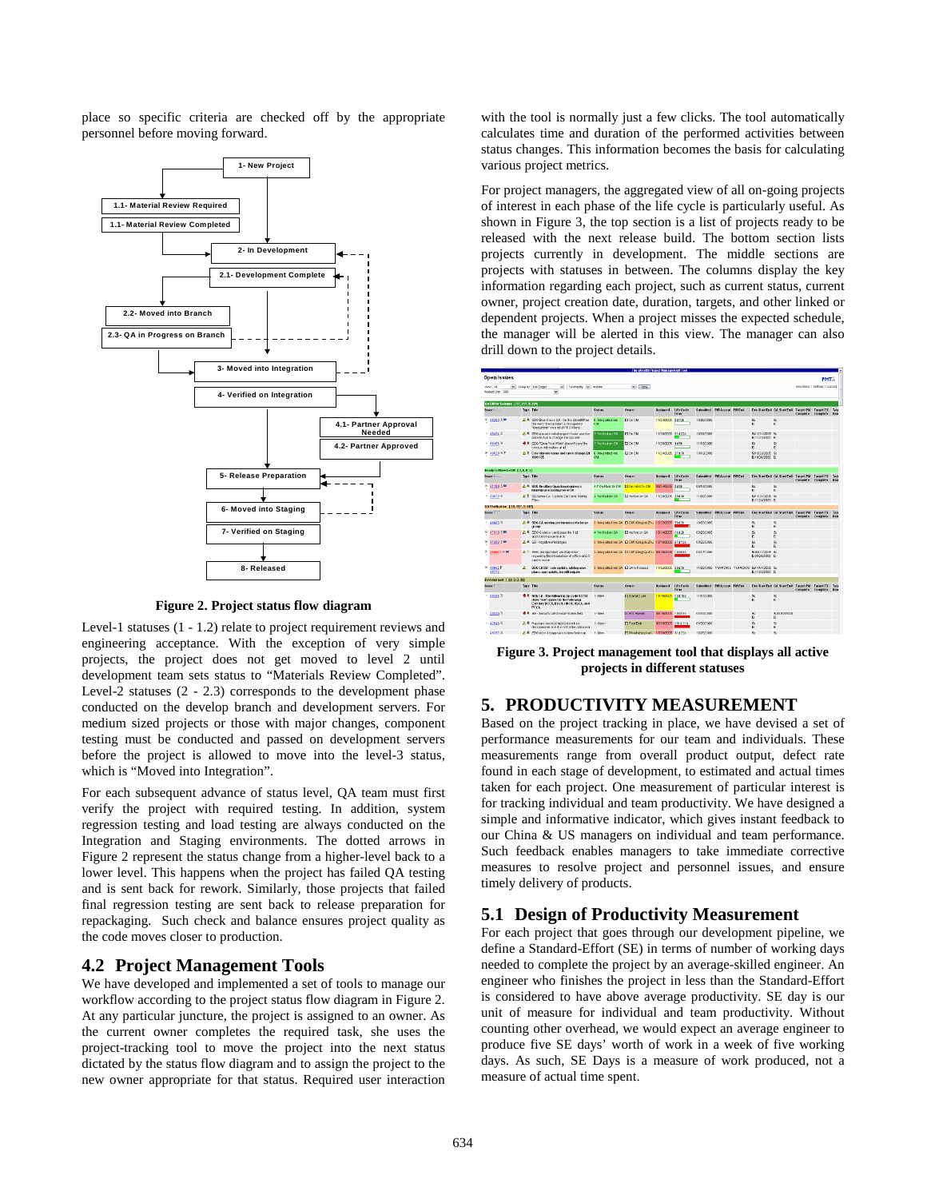place so specific criteria are checked off by the appropriate personnel before moving forward.

Figure 2. Project status flow diagram

Level-1 statuses (1 - 1.2) relate to project requirement reviews and engineering acceptance. With the exception of very simple projects, the project does not get moved to level 2 until development team sets status to "Materials Review Completed". Level-2 statuses (2 - 2.3) corresponds to the development phase conducted on the develop branch and development servers. For medium sized projects or those with major changes, component testing must be conducted and passed on development servers before the project is allowed to move into the level-3 status, which is "Moved into Integration".

For each subsequent advance of status level, QA team must first verify the project with required testing. In addition, system regression testing and load testing are always conducted on the Integration and Staging environments. The dotted arrows in Figure 2 represent the status change from a higher-level back to a lower level. This happens when the project has failed QA testing and is sent back for rework. Similarly, those projects that failed final regression testing are sent back to release preparation for repackaging. Such check and balance ensures project quality as the code moves closer to production.

## 4.2 Project Management Tools

We have developed and implemented a set of tools to manage our workflow according to the project status flow diagram in Figure 2. At any particular juncture, the project is assigned to an owner. As the current owner completes the required task, she uses the project-tracking tool to move the project into the next status dictated by the status flow diagram and to assign the project to the new owner appropriate for that status. Required user interaction with the tool is normally just a few clicks. The tool automatically calculates time and duration of the performed activities between status changes. This information becomes the basis for calculating various project metrics.

For project managers, the aggregated view of all on-going projects of interest in each phase of the life cycle is particularly useful. As shown in Figure 3, the top section is a list of projects ready to be released with the next release build. The bottom section lists projects currently in development. The middle sections are projects with statuses in between. The columns display the key information regarding each project, such as current status, current owner, project creation date, duration, targets, and other linked or dependent projects. When a project misses the expected schedule, the manager will be alerted in this view. The manager can also drill down to the project details.

Figure 3. Project management tool that displays all active projects in different statuses

# 5. PRODUCTIVITY MEASUREMENT

Based on the project tracking in place, we have devised a set of performance measurements for our team and individuals. These measurements range from overall product output, defect rate found in each stage of development, to estimated and actual times taken for each project. One measurement of particular interest is for tracking individual and team productivity. We have designed a simple and informative indicator, which gives instant feedback to our China & US managers on individual and team performance. Such feedback enables managers to take immediate corrective measures to resolve project and personnel issues, and ensure timely delivery of products.

## 5.1 Design of Productivity Measurement

For each project that goes through our development pipeline, we define a Standard-Effort (SE) in terms of number of working days needed to complete the project by an average-skilled engineer. An engineer who finishes the project in less than the Standard-Effort is considered to have above average productivity. SE day is our unit of measure for individual and team productivity. Without counting other overhead, we would expect an average engineer to produce five SE days' worth of work in a week of five working days. As such, SE Days is a measure of work produced, not a measure of actual time spent.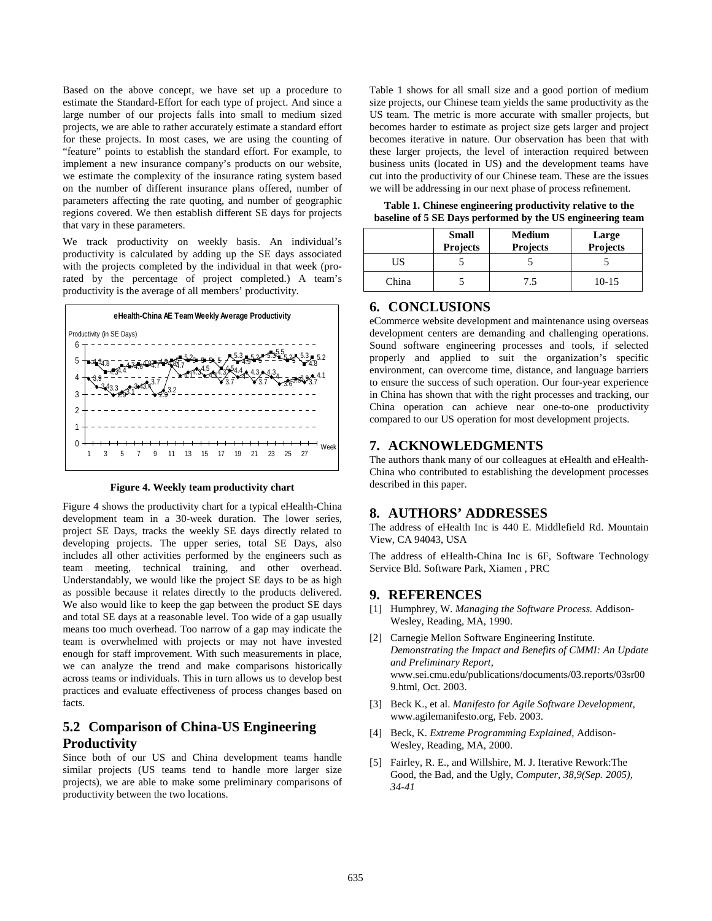Based on the above concept, we have set up a procedure to estimate the Standard-Effort for each type of project. And since a large number of our projects falls into small to medium sized projects, we are able to rather accurately estimate a standard effort for these projects. In most cases, we are using the counting of "feature" points to establish the standard effort. For example, to implement a new insurance company's products on our website, we estimate the complexity of the insurance rating system based on the number of different insurance plans offered, number of parameters affecting the rate quoting, and number of geographic regions covered. We then establish different SE days for projects that vary in these parameters.

We track productivity on weekly basis. An individual's productivity is calculated by adding up the SE days associated with the projects completed by the individual in that week (pro-rated by the percentage of project completed.) A team's productivity is the average of all members' productivity.

eHealth-China AE Team Weekly Average Productivity

Productivity (in SE Days)

Week

**Figure 4. Weekly team productivity chart**

Figure 4 shows the productivity chart for a typical eHealth-China development team in a 30-week duration. The lower series, project SE Days, tracks the weekly SE days directly related to developing projects. The upper series, total SE Days, also includes all other activities performed by the engineers such as team meeting, technical training, and other overhead. Understandably, we would like the project SE days to be as high as possible because it relates directly to the products delivered. We also would like to keep the gap between the product SE days and total SE days at a reasonable level. Too wide of a gap usually means too much overhead. Too narrow of a gap may indicate the team is overwhelmed with projects or may not have invested enough for staff improvement. With such measurements in place, we can analyze the trend and make comparisons historically across teams or individuals. This in turn allows us to develop best practices and evaluate effectiveness of process changes based on facts.

## 5.2 Comparison of China-US Engineering Productivity

Since both of our US and China development teams handle similar projects (US teams tend to handle more larger size projects), we are able to make some preliminary comparisons of productivity between the two locations.

Table 1 shows for all small size and a good portion of medium size projects, our Chinese team yields the same productivity as the US team. The metric is more accurate with smaller projects, but becomes harder to estimate as project size gets larger and project becomes iterative in nature. Our observation has been that with these larger projects, the level of interaction required between business units (located in US) and the development teams have cut into the productivity of our Chinese team. These are the issues we will be addressing in our next phase of process refinement.

**Table 1. Chinese engineering productivity relative to the baseline of 5 SE Days performed by the US engineering team**

| | Small Projects | Medium Projects | Large Projects |
|---|---|---|---|
| US | 5 | 5 | 5 |
| China | 5 | 7.5 | 10-15 |

## 6. CONCLUSIONS

eCommerce website development and maintenance using overseas development centers are demanding and challenging operations. Sound software engineering processes and tools, if selected properly and applied to suit the organization's specific environment, can overcome time, distance, and language barriers to ensure the success of such operation. Our four-year experience in China has shown that with the right processes and tracking, our China operation can achieve near one-to-one productivity compared to our US operation for most development projects.

## 7. ACKNOWLEDGMENTS

The authors thank many of our colleagues at eHealth and eHealth-China who contributed to establishing the development processes described in this paper.

## 8. AUTHORS' ADDRESSES

The address of eHealth Inc is 440 E. Middlefield Rd. Mountain View, CA 94043, USA

The address of eHealth-China Inc is 6F, Software Technology Service Bld. Software Park, Xiamen , PRC

## 9. REFERENCES

[1] Humphrey, W. *Managing the Software Process.* Addison-Wesley, Reading, MA, 1990.

[2] Carnegie Mellon Software Engineering Institute. *Demonstrating the Impact and Benefits of CMMI: An Update and Preliminary Report,* www.sei.cmu.edu/publications/documents/03.reports/03sr009.html, Oct. 2003.

[3] Beck K., et al. *Manifesto for Agile Software Development,* www.agilemanifesto.org, Feb. 2003.

[4] Beck, K. *Extreme Programming Explained*, Addison-Wesley, Reading, MA, 2000.

[5] Fairley, R. E., and Willshire, M. J. Iterative Rework:The Good, the Bad, and the Ugly, *Computer, 38,9(Sep. 2005), 34-41*